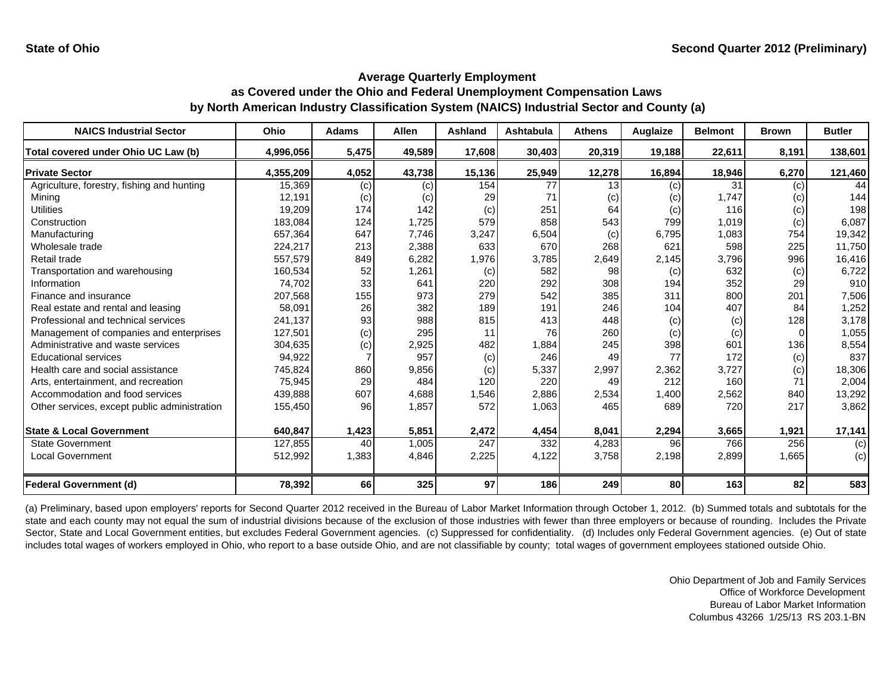State of Ohio

Second Quarter 2012 (Preliminary)

## Average Quarterly Employment
## as Covered under the Ohio and Federal Unemployment Compensation Laws
## by North American Industry Classification System (NAICS) Industrial Sector and County (a)

| NAICS Industrial Sector | Ohio | Adams | Allen | Ashland | Ashtabula | Athens | Auglaize | Belmont | Brown | Butler |
|---|---|---|---|---|---|---|---|---|---|---|
| **Total covered under Ohio UC Law (b)** | **4,996,056** | **5,475** | **49,589** | **17,608** | **30,403** | **20,319** | **19,188** | **22,611** | **8,191** | **138,601** |
| **Private Sector** | **4,355,209** | **4,052** | **43,738** | **15,136** | **25,949** | **12,278** | **16,894** | **18,946** | **6,270** | **121,460** |
| Agriculture, forestry, fishing and hunting | 15,369 | (c) | (c) | 154 | 77 | 13 | (c) | 31 | (c) | 44 |
| Mining | 12,191 | (c) | (c) | 29 | 71 | (c) | (c) | 1,747 | (c) | 144 |
| Utilities | 19,209 | 174 | 142 | (c) | 251 | 64 | (c) | 116 | (c) | 198 |
| Construction | 183,084 | 124 | 1,725 | 579 | 858 | 543 | 799 | 1,019 | (c) | 6,087 |
| Manufacturing | 657,364 | 647 | 7,746 | 3,247 | 6,504 | (c) | 6,795 | 1,083 | 754 | 19,342 |
| Wholesale trade | 224,217 | 213 | 2,388 | 633 | 670 | 268 | 621 | 598 | 225 | 11,750 |
| Retail trade | 557,579 | 849 | 6,282 | 1,976 | 3,785 | 2,649 | 2,145 | 3,796 | 996 | 16,416 |
| Transportation and warehousing | 160,534 | 52 | 1,261 | (c) | 582 | 98 | (c) | 632 | (c) | 6,722 |
| Information | 74,702 | 33 | 641 | 220 | 292 | 308 | 194 | 352 | 29 | 910 |
| Finance and insurance | 207,568 | 155 | 973 | 279 | 542 | 385 | 311 | 800 | 201 | 7,506 |
| Real estate and rental and leasing | 58,091 | 26 | 382 | 189 | 191 | 246 | 104 | 407 | 84 | 1,252 |
| Professional and technical services | 241,137 | 93 | 988 | 815 | 413 | 448 | (c) | (c) | 128 | 3,178 |
| Management of companies and enterprises | 127,501 | (c) | 295 | 11 | 76 | 260 | (c) | (c) | 0 | 1,055 |
| Administrative and waste services | 304,635 | (c) | 2,925 | 482 | 1,884 | 245 | 398 | 601 | 136 | 8,554 |
| Educational services | 94,922 | 7 | 957 | (c) | 246 | 49 | 77 | 172 | (c) | 837 |
| Health care and social assistance | 745,824 | 860 | 9,856 | (c) | 5,337 | 2,997 | 2,362 | 3,727 | (c) | 18,306 |
| Arts, entertainment, and recreation | 75,945 | 29 | 484 | 120 | 220 | 49 | 212 | 160 | 71 | 2,004 |
| Accommodation and food services | 439,888 | 607 | 4,688 | 1,546 | 2,886 | 2,534 | 1,400 | 2,562 | 840 | 13,292 |
| Other services, except public administration | 155,450 | 96 | 1,857 | 572 | 1,063 | 465 | 689 | 720 | 217 | 3,862 |
| **State & Local Government** | **640,847** | **1,423** | **5,851** | **2,472** | **4,454** | **8,041** | **2,294** | **3,665** | **1,921** | **17,141** |
| State Government | 127,855 | 40 | 1,005 | 247 | 332 | 4,283 | 96 | 766 | 256 | (c) |
| Local Government | 512,992 | 1,383 | 4,846 | 2,225 | 4,122 | 3,758 | 2,198 | 2,899 | 1,665 | (c) |
| **Federal Government (d)** | **78,392** | **66** | **325** | **97** | **186** | **249** | **80** | **163** | **82** | **583** |

(a) Preliminary, based upon employers' reports for Second Quarter 2012 received in the Bureau of Labor Market Information through October 1, 2012. (b) Summed totals and subtotals for the state and each county may not equal the sum of industrial divisions because of the exclusion of those industries with fewer than three employers or because of rounding. Includes the Private Sector, State and Local Government entities, but excludes Federal Government agencies. (c) Suppressed for confidentiality. (d) Includes only Federal Government agencies. (e) Out of state includes total wages of workers employed in Ohio, who report to a base outside Ohio, and are not classifiable by county; total wages of government employees stationed outside Ohio.

Ohio Department of Job and Family Services
Office of Workforce Development
Bureau of Labor Market Information
Columbus 43266 1/25/13 RS 203.1-BN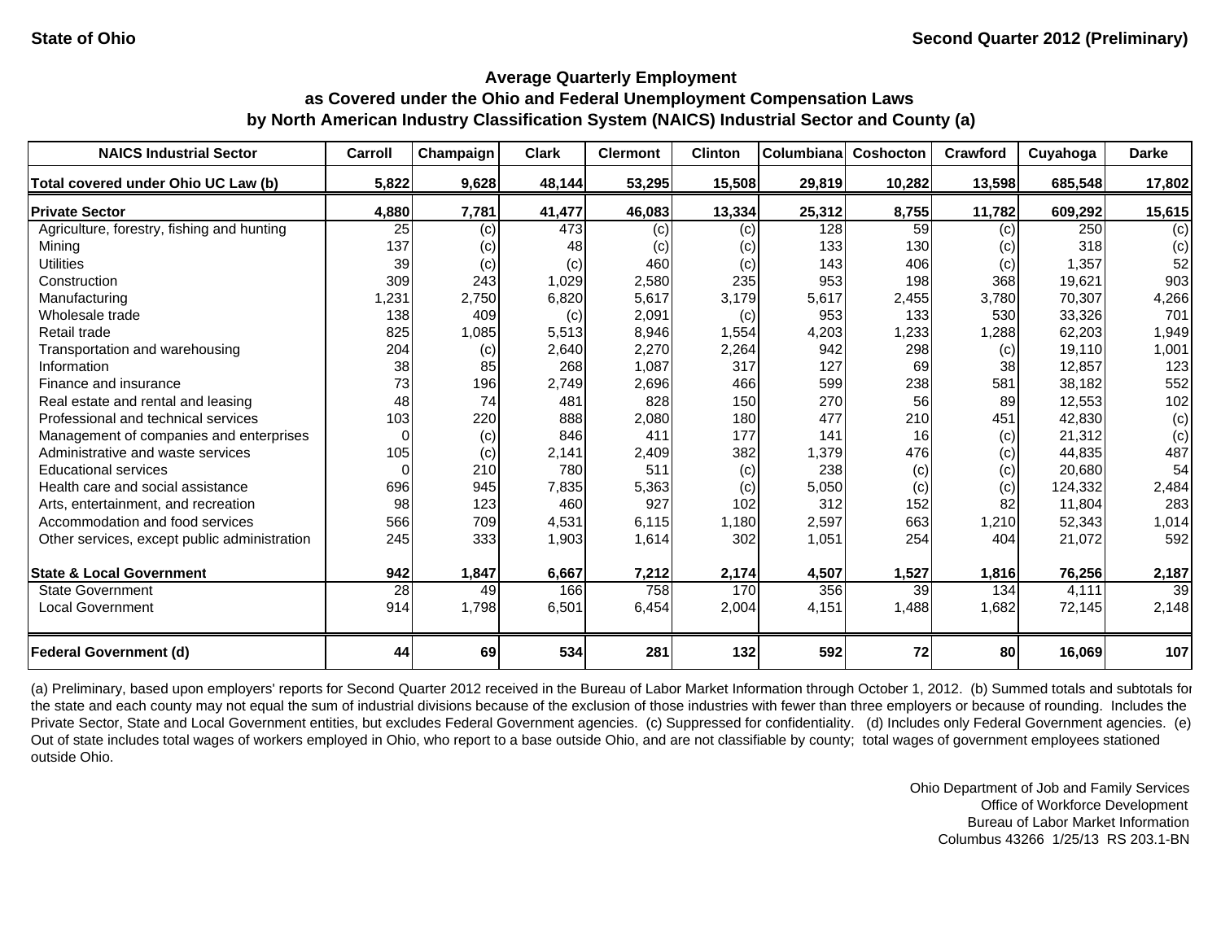## Average Quarterly Employment as Covered under the Ohio and Federal Unemployment Compensation Laws by North American Industry Classification System (NAICS) Industrial Sector and County (a)

State of Ohio — Second Quarter 2012 (Preliminary)

| NAICS Industrial Sector | Carroll | Champaign | Clark | Clermont | Clinton | Columbiana | Coshocton | Crawford | Cuyahoga | Darke |
|---|---|---|---|---|---|---|---|---|---|---|
| **Total covered under Ohio UC Law (b)** | **5,822** | **9,628** | **48,144** | **53,295** | **15,508** | **29,819** | **10,282** | **13,598** | **685,548** | **17,802** |
| **Private Sector** | **4,880** | **7,781** | **41,477** | **46,083** | **13,334** | **25,312** | **8,755** | **11,782** | **609,292** | **15,615** |
| Agriculture, forestry, fishing and hunting | 25 | (c) | 473 | (c) | (c) | 128 | 59 | (c) | 250 | (c) |
| Mining | 137 | (c) | 48 | (c) | (c) | 133 | 130 | (c) | 318 | (c) |
| Utilities | 39 | (c) | (c) | 460 | (c) | 143 | 406 | (c) | 1,357 | 52 |
| Construction | 309 | 243 | 1,029 | 2,580 | 235 | 953 | 198 | 368 | 19,621 | 903 |
| Manufacturing | 1,231 | 2,750 | 6,820 | 5,617 | 3,179 | 5,617 | 2,455 | 3,780 | 70,307 | 4,266 |
| Wholesale trade | 138 | 409 | (c) | 2,091 | (c) | 953 | 133 | 530 | 33,326 | 701 |
| Retail trade | 825 | 1,085 | 5,513 | 8,946 | 1,554 | 4,203 | 1,233 | 1,288 | 62,203 | 1,949 |
| Transportation and warehousing | 204 | (c) | 2,640 | 2,270 | 2,264 | 942 | 298 | (c) | 19,110 | 1,001 |
| Information | 38 | 85 | 268 | 1,087 | 317 | 127 | 69 | 38 | 12,857 | 123 |
| Finance and insurance | 73 | 196 | 2,749 | 2,696 | 466 | 599 | 238 | 581 | 38,182 | 552 |
| Real estate and rental and leasing | 48 | 74 | 481 | 828 | 150 | 270 | 56 | 89 | 12,553 | 102 |
| Professional and technical services | 103 | 220 | 888 | 2,080 | 180 | 477 | 210 | 451 | 42,830 | (c) |
| Management of companies and enterprises | 0 | (c) | 846 | 411 | 177 | 141 | 16 | (c) | 21,312 | (c) |
| Administrative and waste services | 105 | (c) | 2,141 | 2,409 | 382 | 1,379 | 476 | (c) | 44,835 | 487 |
| Educational services | 0 | 210 | 780 | 511 | (c) | 238 | (c) | (c) | 20,680 | 54 |
| Health care and social assistance | 696 | 945 | 7,835 | 5,363 | (c) | 5,050 | (c) | (c) | 124,332 | 2,484 |
| Arts, entertainment, and recreation | 98 | 123 | 460 | 927 | 102 | 312 | 152 | 82 | 11,804 | 283 |
| Accommodation and food services | 566 | 709 | 4,531 | 6,115 | 1,180 | 2,597 | 663 | 1,210 | 52,343 | 1,014 |
| Other services, except public administration | 245 | 333 | 1,903 | 1,614 | 302 | 1,051 | 254 | 404 | 21,072 | 592 |
| **State & Local Government** | **942** | **1,847** | **6,667** | **7,212** | **2,174** | **4,507** | **1,527** | **1,816** | **76,256** | **2,187** |
| State Government | 28 | 49 | 166 | 758 | 170 | 356 | 39 | 134 | 4,111 | 39 |
| Local Government | 914 | 1,798 | 6,501 | 6,454 | 2,004 | 4,151 | 1,488 | 1,682 | 72,145 | 2,148 |
| **Federal Government (d)** | **44** | **69** | **534** | **281** | **132** | **592** | **72** | **80** | **16,069** | **107** |

(a) Preliminary, based upon employers' reports for Second Quarter 2012 received in the Bureau of Labor Market Information through October 1, 2012. (b) Summed totals and subtotals for the state and each county may not equal the sum of industrial divisions because of the exclusion of those industries with fewer than three employers or because of rounding. Includes the Private Sector, State and Local Government entities, but excludes Federal Government agencies. (c) Suppressed for confidentiality. (d) Includes only Federal Government agencies. (e) Out of state includes total wages of workers employed in Ohio, who report to a base outside Ohio, and are not classifiable by county; total wages of government employees stationed outside Ohio.

Ohio Department of Job and Family Services
Office of Workforce Development
Bureau of Labor Market Information
Columbus 43266 1/25/13 RS 203.1-BN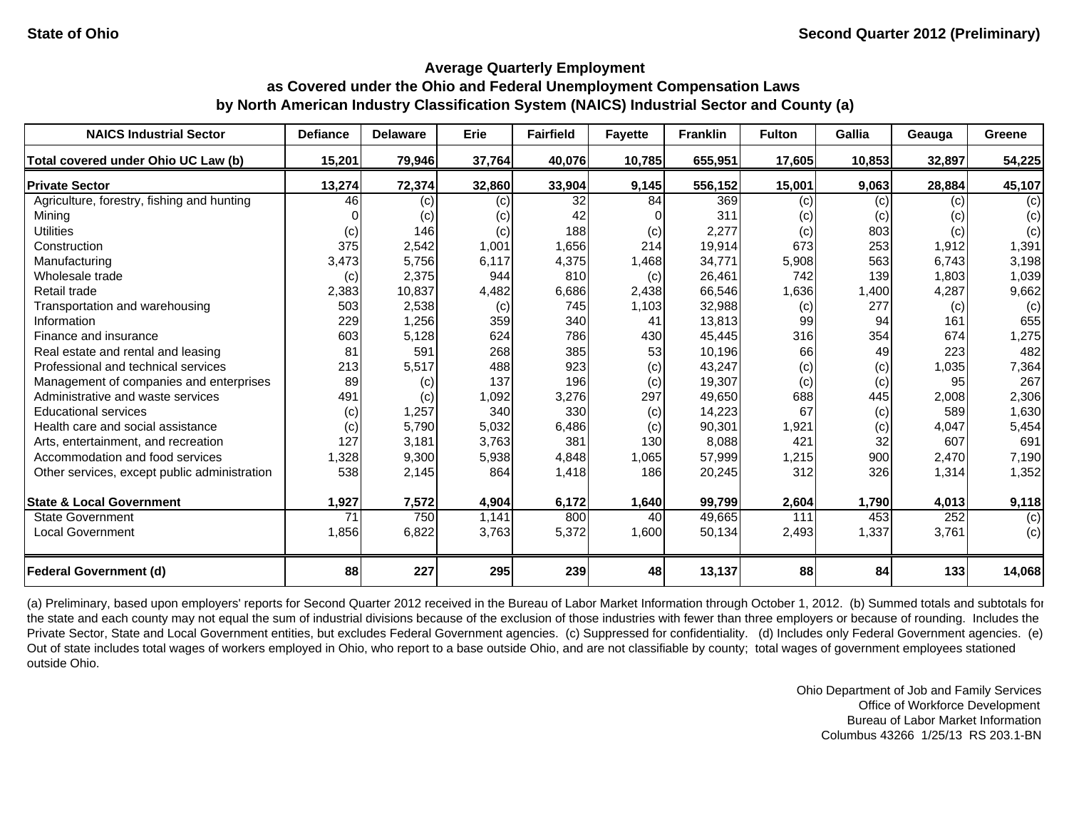State of Ohio

Second Quarter 2012 (Preliminary)

## Average Quarterly Employment as Covered under the Ohio and Federal Unemployment Compensation Laws by North American Industry Classification System (NAICS) Industrial Sector and County (a)

| NAICS Industrial Sector | Defiance | Delaware | Erie | Fairfield | Fayette | Franklin | Fulton | Gallia | Geauga | Greene |
|---|---|---|---|---|---|---|---|---|---|---|
| **Total covered under Ohio UC Law (b)** | **15,201** | **79,946** | **37,764** | **40,076** | **10,785** | **655,951** | **17,605** | **10,853** | **32,897** | **54,225** |
| **Private Sector** | **13,274** | **72,374** | **32,860** | **33,904** | **9,145** | **556,152** | **15,001** | **9,063** | **28,884** | **45,107** |
| Agriculture, forestry, fishing and hunting | 46 | (c) | (c) | 32 | 84 | 369 | (c) | (c) | (c) | (c) |
| Mining | 0 | (c) | (c) | 42 | 0 | 311 | (c) | (c) | (c) | (c) |
| Utilities | (c) | 146 | (c) | 188 | (c) | 2,277 | (c) | 803 | (c) | (c) |
| Construction | 375 | 2,542 | 1,001 | 1,656 | 214 | 19,914 | 673 | 253 | 1,912 | 1,391 |
| Manufacturing | 3,473 | 5,756 | 6,117 | 4,375 | 1,468 | 34,771 | 5,908 | 563 | 6,743 | 3,198 |
| Wholesale trade | (c) | 2,375 | 944 | 810 | (c) | 26,461 | 742 | 139 | 1,803 | 1,039 |
| Retail trade | 2,383 | 10,837 | 4,482 | 6,686 | 2,438 | 66,546 | 1,636 | 1,400 | 4,287 | 9,662 |
| Transportation and warehousing | 503 | 2,538 | (c) | 745 | 1,103 | 32,988 | (c) | 277 | (c) | (c) |
| Information | 229 | 1,256 | 359 | 340 | 41 | 13,813 | 99 | 94 | 161 | 655 |
| Finance and insurance | 603 | 5,128 | 624 | 786 | 430 | 45,445 | 316 | 354 | 674 | 1,275 |
| Real estate and rental and leasing | 81 | 591 | 268 | 385 | 53 | 10,196 | 66 | 49 | 223 | 482 |
| Professional and technical services | 213 | 5,517 | 488 | 923 | (c) | 43,247 | (c) | (c) | 1,035 | 7,364 |
| Management of companies and enterprises | 89 | (c) | 137 | 196 | (c) | 19,307 | (c) | (c) | 95 | 267 |
| Administrative and waste services | 491 | (c) | 1,092 | 3,276 | 297 | 49,650 | 688 | 445 | 2,008 | 2,306 |
| Educational services | (c) | 1,257 | 340 | 330 | (c) | 14,223 | 67 | (c) | 589 | 1,630 |
| Health care and social assistance | (c) | 5,790 | 5,032 | 6,486 | (c) | 90,301 | 1,921 | (c) | 4,047 | 5,454 |
| Arts, entertainment, and recreation | 127 | 3,181 | 3,763 | 381 | 130 | 8,088 | 421 | 32 | 607 | 691 |
| Accommodation and food services | 1,328 | 9,300 | 5,938 | 4,848 | 1,065 | 57,999 | 1,215 | 900 | 2,470 | 7,190 |
| Other services, except public administration | 538 | 2,145 | 864 | 1,418 | 186 | 20,245 | 312 | 326 | 1,314 | 1,352 |
| **State & Local Government** | **1,927** | **7,572** | **4,904** | **6,172** | **1,640** | **99,799** | **2,604** | **1,790** | **4,013** | **9,118** |
| State Government | 71 | 750 | 1,141 | 800 | 40 | 49,665 | 111 | 453 | 252 | (c) |
| Local Government | 1,856 | 6,822 | 3,763 | 5,372 | 1,600 | 50,134 | 2,493 | 1,337 | 3,761 | (c) |
| **Federal Government (d)** | **88** | **227** | **295** | **239** | **48** | **13,137** | **88** | **84** | **133** | **14,068** |

(a) Preliminary, based upon employers' reports for Second Quarter 2012 received in the Bureau of Labor Market Information through October 1, 2012. (b) Summed totals and subtotals for the state and each county may not equal the sum of industrial divisions because of the exclusion of those industries with fewer than three employers or because of rounding. Includes the Private Sector, State and Local Government entities, but excludes Federal Government agencies. (c) Suppressed for confidentiality. (d) Includes only Federal Government agencies. (e) Out of state includes total wages of workers employed in Ohio, who report to a base outside Ohio, and are not classifiable by county; total wages of government employees stationed outside Ohio.

Ohio Department of Job and Family Services
Office of Workforce Development
Bureau of Labor Market Information
Columbus 43266 1/25/13 RS 203.1-BN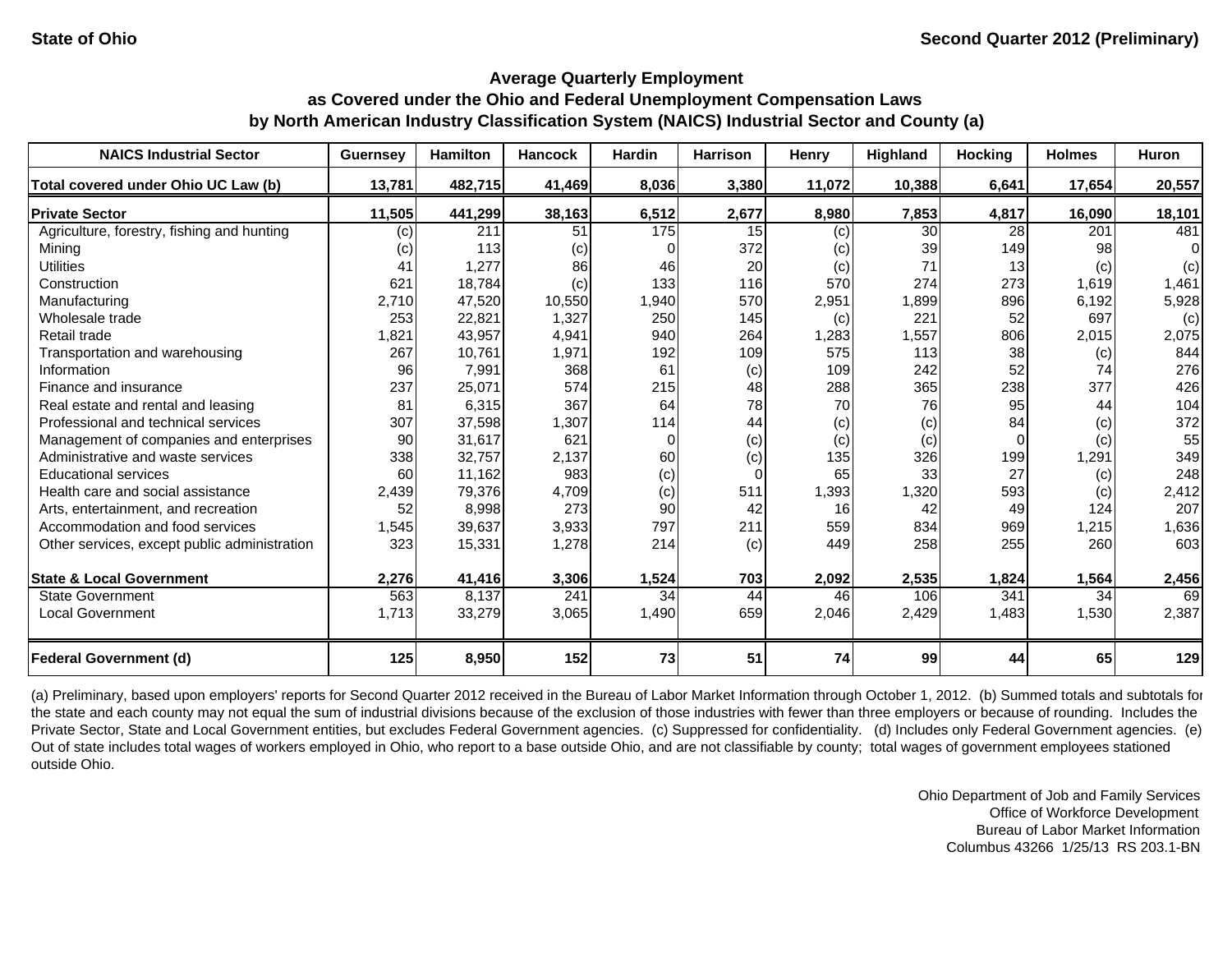State of Ohio — Second Quarter 2012 (Preliminary)

## Average Quarterly Employment as Covered under the Ohio and Federal Unemployment Compensation Laws by North American Industry Classification System (NAICS) Industrial Sector and County (a)

| NAICS Industrial Sector | Guernsey | Hamilton | Hancock | Hardin | Harrison | Henry | Highland | Hocking | Holmes | Huron |
|---|---|---|---|---|---|---|---|---|---|---|
| **Total covered under Ohio UC Law (b)** | **13,781** | **482,715** | **41,469** | **8,036** | **3,380** | **11,072** | **10,388** | **6,641** | **17,654** | **20,557** |
| **Private Sector** | **11,505** | **441,299** | **38,163** | **6,512** | **2,677** | **8,980** | **7,853** | **4,817** | **16,090** | **18,101** |
| Agriculture, forestry, fishing and hunting | (c) | 211 | 51 | 175 | 15 | (c) | 30 | 28 | 201 | 481 |
| Mining | (c) | 113 | (c) | 0 | 372 | (c) | 39 | 149 | 98 | 0 |
| Utilities | 41 | 1,277 | 86 | 46 | 20 | (c) | 71 | 13 | (c) | (c) |
| Construction | 621 | 18,784 | (c) | 133 | 116 | 570 | 274 | 273 | 1,619 | 1,461 |
| Manufacturing | 2,710 | 47,520 | 10,550 | 1,940 | 570 | 2,951 | 1,899 | 896 | 6,192 | 5,928 |
| Wholesale trade | 253 | 22,821 | 1,327 | 250 | 145 | (c) | 221 | 52 | 697 | (c) |
| Retail trade | 1,821 | 43,957 | 4,941 | 940 | 264 | 1,283 | 1,557 | 806 | 2,015 | 2,075 |
| Transportation and warehousing | 267 | 10,761 | 1,971 | 192 | 109 | 575 | 113 | 38 | (c) | 844 |
| Information | 96 | 7,991 | 368 | 61 | (c) | 109 | 242 | 52 | 74 | 276 |
| Finance and insurance | 237 | 25,071 | 574 | 215 | 48 | 288 | 365 | 238 | 377 | 426 |
| Real estate and rental and leasing | 81 | 6,315 | 367 | 64 | 78 | 70 | 76 | 95 | 44 | 104 |
| Professional and technical services | 307 | 37,598 | 1,307 | 114 | 44 | (c) | (c) | 84 | (c) | 372 |
| Management of companies and enterprises | 90 | 31,617 | 621 | 0 | (c) | (c) | (c) | 0 | (c) | 55 |
| Administrative and waste services | 338 | 32,757 | 2,137 | 60 | (c) | 135 | 326 | 199 | 1,291 | 349 |
| Educational services | 60 | 11,162 | 983 | (c) | 0 | 65 | 33 | 27 | (c) | 248 |
| Health care and social assistance | 2,439 | 79,376 | 4,709 | (c) | 511 | 1,393 | 1,320 | 593 | (c) | 2,412 |
| Arts, entertainment, and recreation | 52 | 8,998 | 273 | 90 | 42 | 16 | 42 | 49 | 124 | 207 |
| Accommodation and food services | 1,545 | 39,637 | 3,933 | 797 | 211 | 559 | 834 | 969 | 1,215 | 1,636 |
| Other services, except public administration | 323 | 15,331 | 1,278 | 214 | (c) | 449 | 258 | 255 | 260 | 603 |
| **State & Local Government** | **2,276** | **41,416** | **3,306** | **1,524** | **703** | **2,092** | **2,535** | **1,824** | **1,564** | **2,456** |
| State Government | 563 | 8,137 | 241 | 34 | 44 | 46 | 106 | 341 | 34 | 69 |
| Local Government | 1,713 | 33,279 | 3,065 | 1,490 | 659 | 2,046 | 2,429 | 1,483 | 1,530 | 2,387 |
| **Federal Government (d)** | **125** | **8,950** | **152** | **73** | **51** | **74** | **99** | **44** | **65** | **129** |

(a) Preliminary, based upon employers' reports for Second Quarter 2012 received in the Bureau of Labor Market Information through October 1, 2012. (b) Summed totals and subtotals for the state and each county may not equal the sum of industrial divisions because of the exclusion of those industries with fewer than three employers or because of rounding. Includes the Private Sector, State and Local Government entities, but excludes Federal Government agencies. (c) Suppressed for confidentiality. (d) Includes only Federal Government agencies. (e) Out of state includes total wages of workers employed in Ohio, who report to a base outside Ohio, and are not classifiable by county; total wages of government employees stationed outside Ohio.

Ohio Department of Job and Family Services
Office of Workforce Development
Bureau of Labor Market Information
Columbus 43266 1/25/13 RS 203.1-BN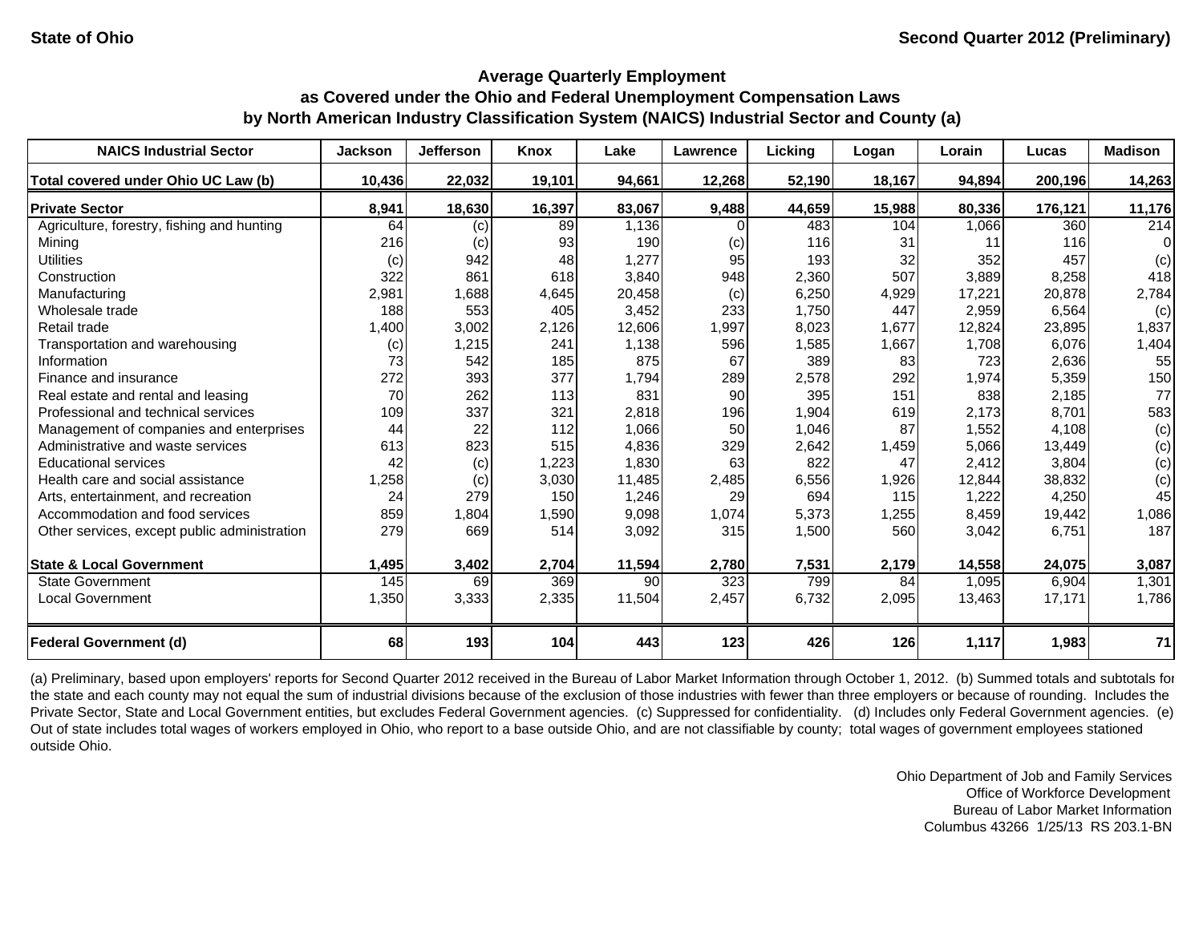State of Ohio — Second Quarter 2012 (Preliminary)

## Average Quarterly Employment as Covered under the Ohio and Federal Unemployment Compensation Laws by North American Industry Classification System (NAICS) Industrial Sector and County (a)

| NAICS Industrial Sector | Jackson | Jefferson | Knox | Lake | Lawrence | Licking | Logan | Lorain | Lucas | Madison |
|---|---|---|---|---|---|---|---|---|---|---|
| **Total covered under Ohio UC Law (b)** | **10,436** | **22,032** | **19,101** | **94,661** | **12,268** | **52,190** | **18,167** | **94,894** | **200,196** | **14,263** |
| **Private Sector** | **8,941** | **18,630** | **16,397** | **83,067** | **9,488** | **44,659** | **15,988** | **80,336** | **176,121** | **11,176** |
| Agriculture, forestry, fishing and hunting | 64 | (c) | 89 | 1,136 | 0 | 483 | 104 | 1,066 | 360 | 214 |
| Mining | 216 | (c) | 93 | 190 | (c) | 116 | 31 | 11 | 116 | 0 |
| Utilities | (c) | 942 | 48 | 1,277 | 95 | 193 | 32 | 352 | 457 | (c) |
| Construction | 322 | 861 | 618 | 3,840 | 948 | 2,360 | 507 | 3,889 | 8,258 | 418 |
| Manufacturing | 2,981 | 1,688 | 4,645 | 20,458 | (c) | 6,250 | 4,929 | 17,221 | 20,878 | 2,784 |
| Wholesale trade | 188 | 553 | 405 | 3,452 | 233 | 1,750 | 447 | 2,959 | 6,564 | (c) |
| Retail trade | 1,400 | 3,002 | 2,126 | 12,606 | 1,997 | 8,023 | 1,677 | 12,824 | 23,895 | 1,837 |
| Transportation and warehousing | (c) | 1,215 | 241 | 1,138 | 596 | 1,585 | 1,667 | 1,708 | 6,076 | 1,404 |
| Information | 73 | 542 | 185 | 875 | 67 | 389 | 83 | 723 | 2,636 | 55 |
| Finance and insurance | 272 | 393 | 377 | 1,794 | 289 | 2,578 | 292 | 1,974 | 5,359 | 150 |
| Real estate and rental and leasing | 70 | 262 | 113 | 831 | 90 | 395 | 151 | 838 | 2,185 | 77 |
| Professional and technical services | 109 | 337 | 321 | 2,818 | 196 | 1,904 | 619 | 2,173 | 8,701 | 583 |
| Management of companies and enterprises | 44 | 22 | 112 | 1,066 | 50 | 1,046 | 87 | 1,552 | 4,108 | (c) |
| Administrative and waste services | 613 | 823 | 515 | 4,836 | 329 | 2,642 | 1,459 | 5,066 | 13,449 | (c) |
| Educational services | 42 | (c) | 1,223 | 1,830 | 63 | 822 | 47 | 2,412 | 3,804 | (c) |
| Health care and social assistance | 1,258 | (c) | 3,030 | 11,485 | 2,485 | 6,556 | 1,926 | 12,844 | 38,832 | (c) |
| Arts, entertainment, and recreation | 24 | 279 | 150 | 1,246 | 29 | 694 | 115 | 1,222 | 4,250 | 45 |
| Accommodation and food services | 859 | 1,804 | 1,590 | 9,098 | 1,074 | 5,373 | 1,255 | 8,459 | 19,442 | 1,086 |
| Other services, except public administration | 279 | 669 | 514 | 3,092 | 315 | 1,500 | 560 | 3,042 | 6,751 | 187 |
| **State & Local Government** | **1,495** | **3,402** | **2,704** | **11,594** | **2,780** | **7,531** | **2,179** | **14,558** | **24,075** | **3,087** |
| State Government | 145 | 69 | 369 | 90 | 323 | 799 | 84 | 1,095 | 6,904 | 1,301 |
| Local Government | 1,350 | 3,333 | 2,335 | 11,504 | 2,457 | 6,732 | 2,095 | 13,463 | 17,171 | 1,786 |
| **Federal Government (d)** | **68** | **193** | **104** | **443** | **123** | **426** | **126** | **1,117** | **1,983** | **71** |

(a) Preliminary, based upon employers' reports for Second Quarter 2012 received in the Bureau of Labor Market Information through October 1, 2012. (b) Summed totals and subtotals for the state and each county may not equal the sum of industrial divisions because of the exclusion of those industries with fewer than three employers or because of rounding. Includes the Private Sector, State and Local Government entities, but excludes Federal Government agencies. (c) Suppressed for confidentiality. (d) Includes only Federal Government agencies. (e) Out of state includes total wages of workers employed in Ohio, who report to a base outside Ohio, and are not classifiable by county; total wages of government employees stationed outside Ohio.

Ohio Department of Job and Family Services
Office of Workforce Development
Bureau of Labor Market Information
Columbus 43266 1/25/13 RS 203.1-BN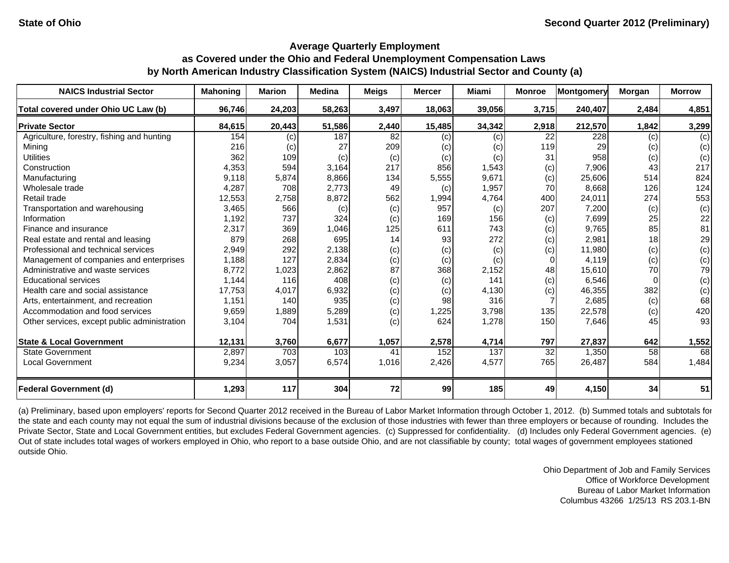State of Ohio

Second Quarter 2012 (Preliminary)

## Average Quarterly Employment
## as Covered under the Ohio and Federal Unemployment Compensation Laws
## by North American Industry Classification System (NAICS) Industrial Sector and County (a)

| NAICS Industrial Sector | Mahoning | Marion | Medina | Meigs | Mercer | Miami | Monroe | Montgomery | Morgan | Morrow |
|---|---|---|---|---|---|---|---|---|---|---|
| **Total covered under Ohio UC Law (b)** | **96,746** | **24,203** | **58,263** | **3,497** | **18,063** | **39,056** | **3,715** | **240,407** | **2,484** | **4,851** |
| **Private Sector** | **84,615** | **20,443** | **51,586** | **2,440** | **15,485** | **34,342** | **2,918** | **212,570** | **1,842** | **3,299** |
| Agriculture, forestry, fishing and hunting | 154 | (c) | 187 | 82 | (c) | (c) | 22 | 228 | (c) | (c) |
| Mining | 216 | (c) | 27 | 209 | (c) | (c) | 119 | 29 | (c) | (c) |
| Utilities | 362 | 109 | (c) | (c) | (c) | (c) | 31 | 958 | (c) | (c) |
| Construction | 4,353 | 594 | 3,164 | 217 | 856 | 1,543 | (c) | 7,906 | 43 | 217 |
| Manufacturing | 9,118 | 5,874 | 8,866 | 134 | 5,555 | 9,671 | (c) | 25,606 | 514 | 824 |
| Wholesale trade | 4,287 | 708 | 2,773 | 49 | (c) | 1,957 | 70 | 8,668 | 126 | 124 |
| Retail trade | 12,553 | 2,758 | 8,872 | 562 | 1,994 | 4,764 | 400 | 24,011 | 274 | 553 |
| Transportation and warehousing | 3,465 | 566 | (c) | (c) | 957 | (c) | 207 | 7,200 | (c) | (c) |
| Information | 1,192 | 737 | 324 | (c) | 169 | 156 | (c) | 7,699 | 25 | 22 |
| Finance and insurance | 2,317 | 369 | 1,046 | 125 | 611 | 743 | (c) | 9,765 | 85 | 81 |
| Real estate and rental and leasing | 879 | 268 | 695 | 14 | 93 | 272 | (c) | 2,981 | 18 | 29 |
| Professional and technical services | 2,949 | 292 | 2,138 | (c) | (c) | (c) | (c) | 11,980 | (c) | (c) |
| Management of companies and enterprises | 1,188 | 127 | 2,834 | (c) | (c) | (c) | 0 | 4,119 | (c) | (c) |
| Administrative and waste services | 8,772 | 1,023 | 2,862 | 87 | 368 | 2,152 | 48 | 15,610 | 70 | 79 |
| Educational services | 1,144 | 116 | 408 | (c) | (c) | 141 | (c) | 6,546 | 0 | (c) |
| Health care and social assistance | 17,753 | 4,017 | 6,932 | (c) | (c) | 4,130 | (c) | 46,355 | 382 | (c) |
| Arts, entertainment, and recreation | 1,151 | 140 | 935 | (c) | 98 | 316 | 7 | 2,685 | (c) | 68 |
| Accommodation and food services | 9,659 | 1,889 | 5,289 | (c) | 1,225 | 3,798 | 135 | 22,578 | (c) | 420 |
| Other services, except public administration | 3,104 | 704 | 1,531 | (c) | 624 | 1,278 | 150 | 7,646 | 45 | 93 |
| **State & Local Government** | **12,131** | **3,760** | **6,677** | **1,057** | **2,578** | **4,714** | **797** | **27,837** | **642** | **1,552** |
| State Government | 2,897 | 703 | 103 | 41 | 152 | 137 | 32 | 1,350 | 58 | 68 |
| Local Government | 9,234 | 3,057 | 6,574 | 1,016 | 2,426 | 4,577 | 765 | 26,487 | 584 | 1,484 |
| **Federal Government (d)** | **1,293** | **117** | **304** | **72** | **99** | **185** | **49** | **4,150** | **34** | **51** |

(a) Preliminary, based upon employers' reports for Second Quarter 2012 received in the Bureau of Labor Market Information through October 1, 2012. (b) Summed totals and subtotals for the state and each county may not equal the sum of industrial divisions because of the exclusion of those industries with fewer than three employers or because of rounding. Includes the Private Sector, State and Local Government entities, but excludes Federal Government agencies. (c) Suppressed for confidentiality. (d) Includes only Federal Government agencies. (e) Out of state includes total wages of workers employed in Ohio, who report to a base outside Ohio, and are not classifiable by county; total wages of government employees stationed outside Ohio.

Ohio Department of Job and Family Services
Office of Workforce Development
Bureau of Labor Market Information
Columbus 43266 1/25/13 RS 203.1-BN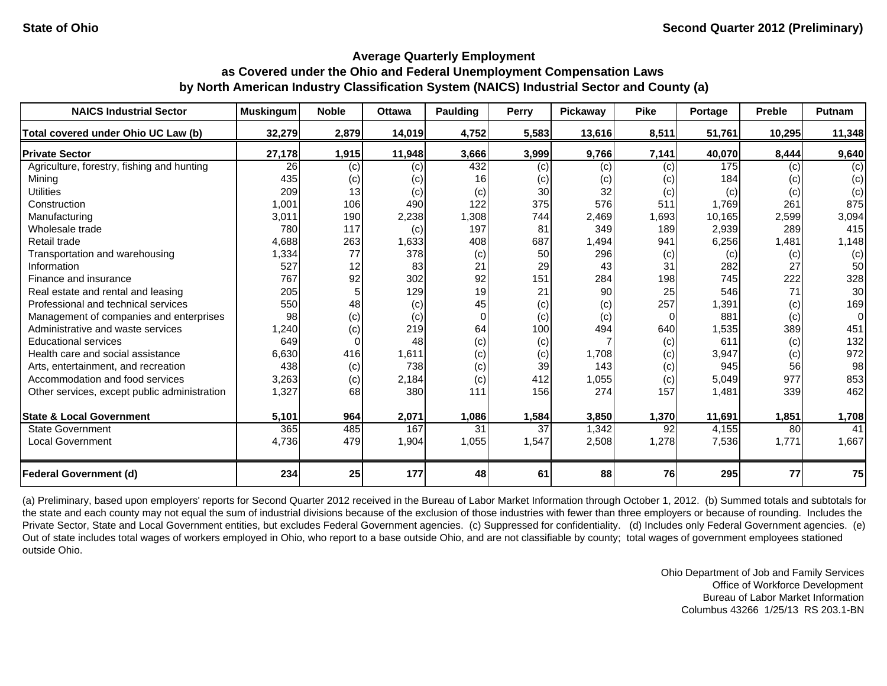**State of Ohio** **Second Quarter 2012 (Preliminary)**

## Average Quarterly Employment
## as Covered under the Ohio and Federal Unemployment Compensation Laws
## by North American Industry Classification System (NAICS) Industrial Sector and County (a)

| NAICS Industrial Sector | Muskingum | Noble | Ottawa | Paulding | Perry | Pickaway | Pike | Portage | Preble | Putnam |
|---|---|---|---|---|---|---|---|---|---|---|
| **Total covered under Ohio UC Law (b)** | **32,279** | **2,879** | **14,019** | **4,752** | **5,583** | **13,616** | **8,511** | **51,761** | **10,295** | **11,348** |
| **Private Sector** | **27,178** | **1,915** | **11,948** | **3,666** | **3,999** | **9,766** | **7,141** | **40,070** | **8,444** | **9,640** |
| Agriculture, forestry, fishing and hunting | 26 | (c) | (c) | 432 | (c) | (c) | (c) | 175 | (c) | (c) |
| Mining | 435 | (c) | (c) | 16 | (c) | (c) | (c) | 184 | (c) | (c) |
| Utilities | 209 | 13 | (c) | (c) | 30 | 32 | (c) | (c) | (c) | (c) |
| Construction | 1,001 | 106 | 490 | 122 | 375 | 576 | 511 | 1,769 | 261 | 875 |
| Manufacturing | 3,011 | 190 | 2,238 | 1,308 | 744 | 2,469 | 1,693 | 10,165 | 2,599 | 3,094 |
| Wholesale trade | 780 | 117 | (c) | 197 | 81 | 349 | 189 | 2,939 | 289 | 415 |
| Retail trade | 4,688 | 263 | 1,633 | 408 | 687 | 1,494 | 941 | 6,256 | 1,481 | 1,148 |
| Transportation and warehousing | 1,334 | 77 | 378 | (c) | 50 | 296 | (c) | (c) | (c) | (c) |
| Information | 527 | 12 | 83 | 21 | 29 | 43 | 31 | 282 | 27 | 50 |
| Finance and insurance | 767 | 92 | 302 | 92 | 151 | 284 | 198 | 745 | 222 | 328 |
| Real estate and rental and leasing | 205 | 5 | 129 | 19 | 21 | 90 | 25 | 546 | 71 | 30 |
| Professional and technical services | 550 | 48 | (c) | 45 | (c) | (c) | 257 | 1,391 | (c) | 169 |
| Management of companies and enterprises | 98 | (c) | (c) | 0 | (c) | (c) | 0 | 881 | (c) | 0 |
| Administrative and waste services | 1,240 | (c) | 219 | 64 | 100 | 494 | 640 | 1,535 | 389 | 451 |
| Educational services | 649 | 0 | 48 | (c) | (c) | 7 | (c) | 611 | (c) | 132 |
| Health care and social assistance | 6,630 | 416 | 1,611 | (c) | (c) | 1,708 | (c) | 3,947 | (c) | 972 |
| Arts, entertainment, and recreation | 438 | (c) | 738 | (c) | 39 | 143 | (c) | 945 | 56 | 98 |
| Accommodation and food services | 3,263 | (c) | 2,184 | (c) | 412 | 1,055 | (c) | 5,049 | 977 | 853 |
| Other services, except public administration | 1,327 | 68 | 380 | 111 | 156 | 274 | 157 | 1,481 | 339 | 462 |
| **State & Local Government** | **5,101** | **964** | **2,071** | **1,086** | **1,584** | **3,850** | **1,370** | **11,691** | **1,851** | **1,708** |
| State Government | 365 | 485 | 167 | 31 | 37 | 1,342 | 92 | 4,155 | 80 | 41 |
| Local Government | 4,736 | 479 | 1,904 | 1,055 | 1,547 | 2,508 | 1,278 | 7,536 | 1,771 | 1,667 |
| **Federal Government (d)** | **234** | **25** | **177** | **48** | **61** | **88** | **76** | **295** | **77** | **75** |

(a) Preliminary, based upon employers' reports for Second Quarter 2012 received in the Bureau of Labor Market Information through October 1, 2012. (b) Summed totals and subtotals for the state and each county may not equal the sum of industrial divisions because of the exclusion of those industries with fewer than three employers or because of rounding. Includes the Private Sector, State and Local Government entities, but excludes Federal Government agencies. (c) Suppressed for confidentiality. (d) Includes only Federal Government agencies. (e) Out of state includes total wages of workers employed in Ohio, who report to a base outside Ohio, and are not classifiable by county; total wages of government employees stationed outside Ohio.

Ohio Department of Job and Family Services
Office of Workforce Development
Bureau of Labor Market Information
Columbus 43266 1/25/13 RS 203.1-BN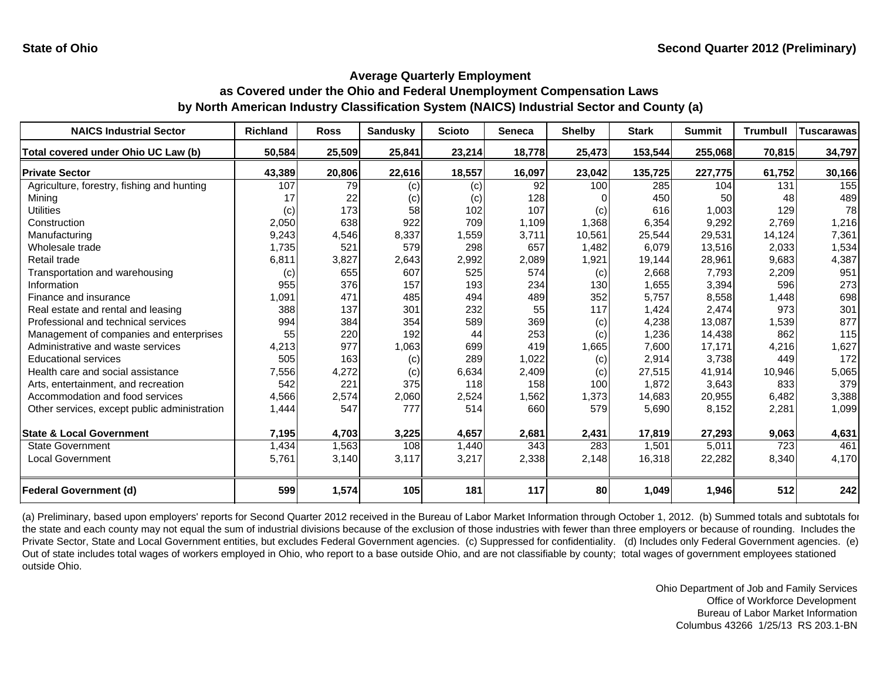State of Ohio

Second Quarter 2012 (Preliminary)

## Average Quarterly Employment as Covered under the Ohio and Federal Unemployment Compensation Laws by North American Industry Classification System (NAICS) Industrial Sector and County (a)

| NAICS Industrial Sector | Richland | Ross | Sandusky | Scioto | Seneca | Shelby | Stark | Summit | Trumbull | Tuscarawas |
|---|---|---|---|---|---|---|---|---|---|---|
| **Total covered under Ohio UC Law (b)** | **50,584** | **25,509** | **25,841** | **23,214** | **18,778** | **25,473** | **153,544** | **255,068** | **70,815** | **34,797** |
| **Private Sector** | **43,389** | **20,806** | **22,616** | **18,557** | **16,097** | **23,042** | **135,725** | **227,775** | **61,752** | **30,166** |
| Agriculture, forestry, fishing and hunting | 107 | 79 | (c) | (c) | 92 | 100 | 285 | 104 | 131 | 155 |
| Mining | 17 | 22 | (c) | (c) | 128 | 0 | 450 | 50 | 48 | 489 |
| Utilities | (c) | 173 | 58 | 102 | 107 | (c) | 616 | 1,003 | 129 | 78 |
| Construction | 2,050 | 638 | 922 | 709 | 1,109 | 1,368 | 6,354 | 9,292 | 2,769 | 1,216 |
| Manufacturing | 9,243 | 4,546 | 8,337 | 1,559 | 3,711 | 10,561 | 25,544 | 29,531 | 14,124 | 7,361 |
| Wholesale trade | 1,735 | 521 | 579 | 298 | 657 | 1,482 | 6,079 | 13,516 | 2,033 | 1,534 |
| Retail trade | 6,811 | 3,827 | 2,643 | 2,992 | 2,089 | 1,921 | 19,144 | 28,961 | 9,683 | 4,387 |
| Transportation and warehousing | (c) | 655 | 607 | 525 | 574 | (c) | 2,668 | 7,793 | 2,209 | 951 |
| Information | 955 | 376 | 157 | 193 | 234 | 130 | 1,655 | 3,394 | 596 | 273 |
| Finance and insurance | 1,091 | 471 | 485 | 494 | 489 | 352 | 5,757 | 8,558 | 1,448 | 698 |
| Real estate and rental and leasing | 388 | 137 | 301 | 232 | 55 | 117 | 1,424 | 2,474 | 973 | 301 |
| Professional and technical services | 994 | 384 | 354 | 589 | 369 | (c) | 4,238 | 13,087 | 1,539 | 877 |
| Management of companies and enterprises | 55 | 220 | 192 | 44 | 253 | (c) | 1,236 | 14,438 | 862 | 115 |
| Administrative and waste services | 4,213 | 977 | 1,063 | 699 | 419 | 1,665 | 7,600 | 17,171 | 4,216 | 1,627 |
| Educational services | 505 | 163 | (c) | 289 | 1,022 | (c) | 2,914 | 3,738 | 449 | 172 |
| Health care and social assistance | 7,556 | 4,272 | (c) | 6,634 | 2,409 | (c) | 27,515 | 41,914 | 10,946 | 5,065 |
| Arts, entertainment, and recreation | 542 | 221 | 375 | 118 | 158 | 100 | 1,872 | 3,643 | 833 | 379 |
| Accommodation and food services | 4,566 | 2,574 | 2,060 | 2,524 | 1,562 | 1,373 | 14,683 | 20,955 | 6,482 | 3,388 |
| Other services, except public administration | 1,444 | 547 | 777 | 514 | 660 | 579 | 5,690 | 8,152 | 2,281 | 1,099 |
| **State & Local Government** | **7,195** | **4,703** | **3,225** | **4,657** | **2,681** | **2,431** | **17,819** | **27,293** | **9,063** | **4,631** |
| State Government | 1,434 | 1,563 | 108 | 1,440 | 343 | 283 | 1,501 | 5,011 | 723 | 461 |
| Local Government | 5,761 | 3,140 | 3,117 | 3,217 | 2,338 | 2,148 | 16,318 | 22,282 | 8,340 | 4,170 |
| **Federal Government (d)** | **599** | **1,574** | **105** | **181** | **117** | **80** | **1,049** | **1,946** | **512** | **242** |

(a) Preliminary, based upon employers' reports for Second Quarter 2012 received in the Bureau of Labor Market Information through October 1, 2012. (b) Summed totals and subtotals for the state and each county may not equal the sum of industrial divisions because of the exclusion of those industries with fewer than three employers or because of rounding. Includes the Private Sector, State and Local Government entities, but excludes Federal Government agencies. (c) Suppressed for confidentiality. (d) Includes only Federal Government agencies. (e) Out of state includes total wages of workers employed in Ohio, who report to a base outside Ohio, and are not classifiable by county; total wages of government employees stationed outside Ohio.

Ohio Department of Job and Family Services
Office of Workforce Development
Bureau of Labor Market Information
Columbus 43266 1/25/13 RS 203.1-BN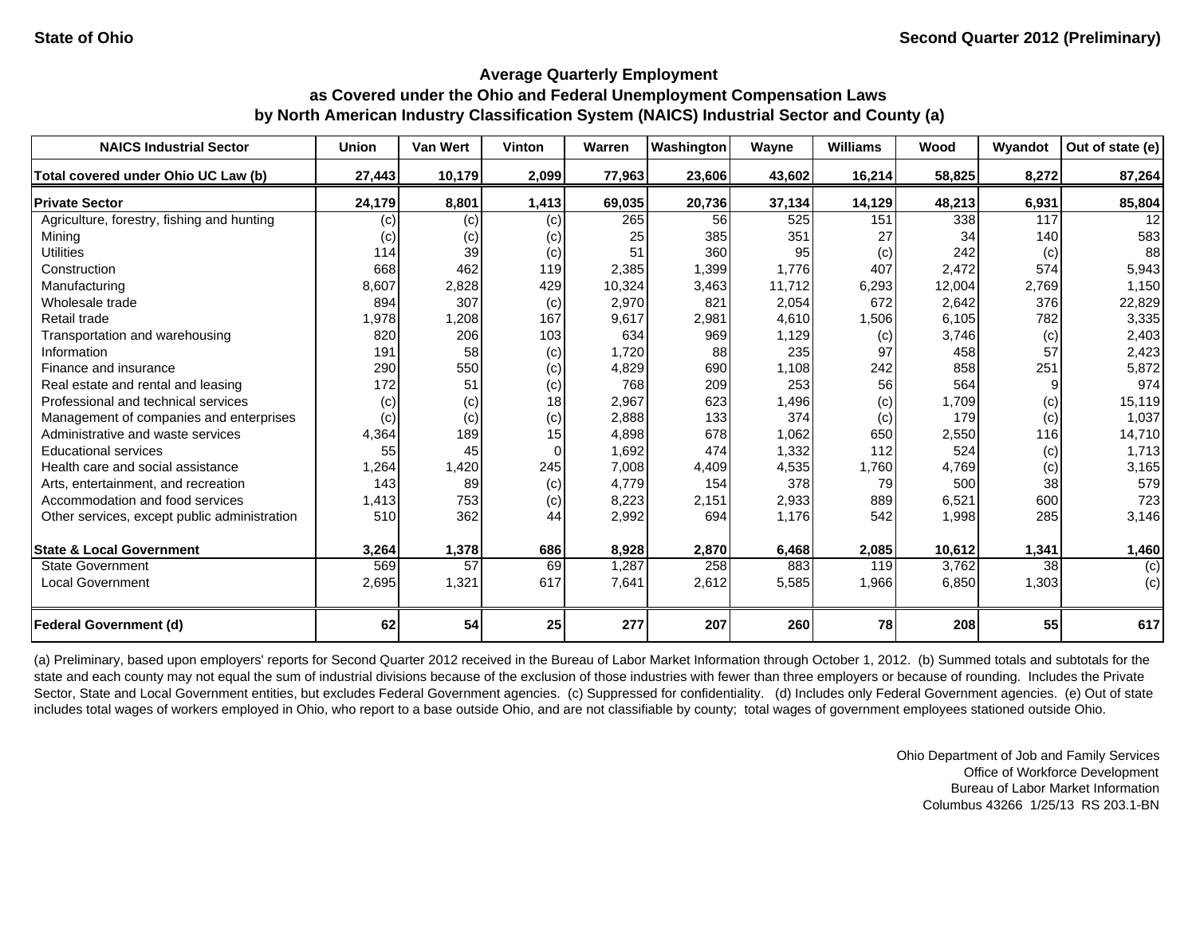State of Ohio

Second Quarter 2012 (Preliminary)

## Average Quarterly Employment
## as Covered under the Ohio and Federal Unemployment Compensation Laws
## by North American Industry Classification System (NAICS) Industrial Sector and County (a)

| NAICS Industrial Sector | Union | Van Wert | Vinton | Warren | Washington | Wayne | Williams | Wood | Wyandot | Out of state (e) |
|---|---|---|---|---|---|---|---|---|---|---|
| **Total covered under Ohio UC Law (b)** | **27,443** | **10,179** | **2,099** | **77,963** | **23,606** | **43,602** | **16,214** | **58,825** | **8,272** | **87,264** |
| **Private Sector** | **24,179** | **8,801** | **1,413** | **69,035** | **20,736** | **37,134** | **14,129** | **48,213** | **6,931** | **85,804** |
| Agriculture, forestry, fishing and hunting | (c) | (c) | (c) | 265 | 56 | 525 | 151 | 338 | 117 | 12 |
| Mining | (c) | (c) | (c) | 25 | 385 | 351 | 27 | 34 | 140 | 583 |
| Utilities | 114 | 39 | (c) | 51 | 360 | 95 | (c) | 242 | (c) | 88 |
| Construction | 668 | 462 | 119 | 2,385 | 1,399 | 1,776 | 407 | 2,472 | 574 | 5,943 |
| Manufacturing | 8,607 | 2,828 | 429 | 10,324 | 3,463 | 11,712 | 6,293 | 12,004 | 2,769 | 1,150 |
| Wholesale trade | 894 | 307 | (c) | 2,970 | 821 | 2,054 | 672 | 2,642 | 376 | 22,829 |
| Retail trade | 1,978 | 1,208 | 167 | 9,617 | 2,981 | 4,610 | 1,506 | 6,105 | 782 | 3,335 |
| Transportation and warehousing | 820 | 206 | 103 | 634 | 969 | 1,129 | (c) | 3,746 | (c) | 2,403 |
| Information | 191 | 58 | (c) | 1,720 | 88 | 235 | 97 | 458 | 57 | 2,423 |
| Finance and insurance | 290 | 550 | (c) | 4,829 | 690 | 1,108 | 242 | 858 | 251 | 5,872 |
| Real estate and rental and leasing | 172 | 51 | (c) | 768 | 209 | 253 | 56 | 564 | 9 | 974 |
| Professional and technical services | (c) | (c) | 18 | 2,967 | 623 | 1,496 | (c) | 1,709 | (c) | 15,119 |
| Management of companies and enterprises | (c) | (c) | (c) | 2,888 | 133 | 374 | (c) | 179 | (c) | 1,037 |
| Administrative and waste services | 4,364 | 189 | 15 | 4,898 | 678 | 1,062 | 650 | 2,550 | 116 | 14,710 |
| Educational services | 55 | 45 | 0 | 1,692 | 474 | 1,332 | 112 | 524 | (c) | 1,713 |
| Health care and social assistance | 1,264 | 1,420 | 245 | 7,008 | 4,409 | 4,535 | 1,760 | 4,769 | (c) | 3,165 |
| Arts, entertainment, and recreation | 143 | 89 | (c) | 4,779 | 154 | 378 | 79 | 500 | 38 | 579 |
| Accommodation and food services | 1,413 | 753 | (c) | 8,223 | 2,151 | 2,933 | 889 | 6,521 | 600 | 723 |
| Other services, except public administration | 510 | 362 | 44 | 2,992 | 694 | 1,176 | 542 | 1,998 | 285 | 3,146 |
| **State & Local Government** | **3,264** | **1,378** | **686** | **8,928** | **2,870** | **6,468** | **2,085** | **10,612** | **1,341** | **1,460** |
| State Government | 569 | 57 | 69 | 1,287 | 258 | 883 | 119 | 3,762 | 38 | (c) |
| Local Government | 2,695 | 1,321 | 617 | 7,641 | 2,612 | 5,585 | 1,966 | 6,850 | 1,303 | (c) |
| **Federal Government (d)** | **62** | **54** | **25** | **277** | **207** | **260** | **78** | **208** | **55** | **617** |

(a) Preliminary, based upon employers' reports for Second Quarter 2012 received in the Bureau of Labor Market Information through October 1, 2012. (b) Summed totals and subtotals for the state and each county may not equal the sum of industrial divisions because of the exclusion of those industries with fewer than three employers or because of rounding. Includes the Private Sector, State and Local Government entities, but excludes Federal Government agencies. (c) Suppressed for confidentiality. (d) Includes only Federal Government agencies. (e) Out of state includes total wages of workers employed in Ohio, who report to a base outside Ohio, and are not classifiable by county; total wages of government employees stationed outside Ohio.

Ohio Department of Job and Family Services
Office of Workforce Development
Bureau of Labor Market Information
Columbus 43266 1/25/13 RS 203.1-BN